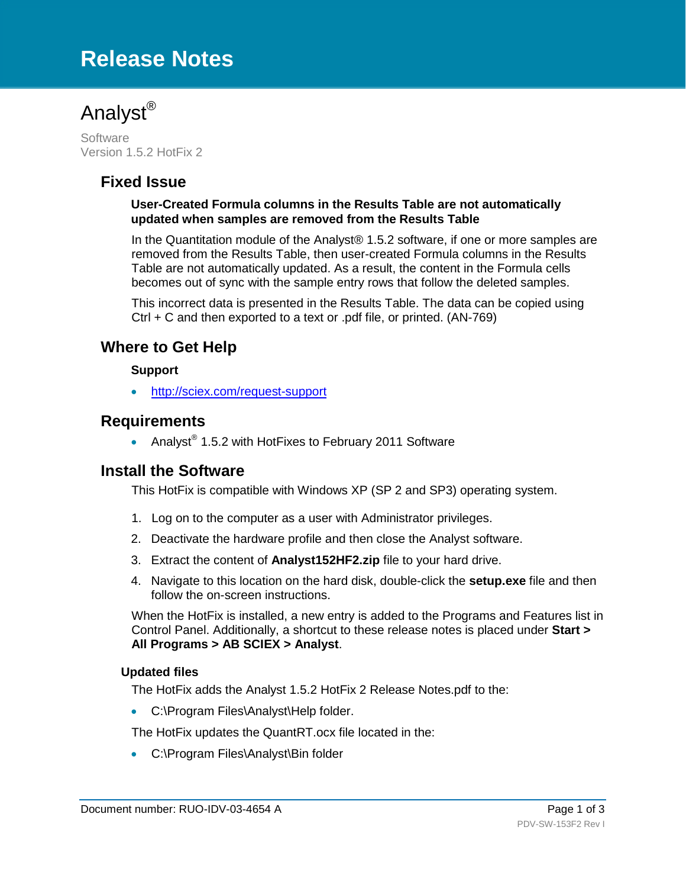# Release Notes

# Analyst®

Software
Version 1.5.2 HotFix 2

## Fixed Issue

**User-Created Formula columns in the Results Table are not automatically updated when samples are removed from the Results Table**

In the Quantitation module of the Analyst® 1.5.2 software, if one or more samples are removed from the Results Table, then user-created Formula columns in the Results Table are not automatically updated. As a result, the content in the Formula cells becomes out of sync with the sample entry rows that follow the deleted samples.

This incorrect data is presented in the Results Table. The data can be copied using Ctrl + C and then exported to a text or .pdf file, or printed. (AN-769)

## Where to Get Help

**Support**

- http://sciex.com/request-support

## Requirements

- Analyst® 1.5.2 with HotFixes to February 2011 Software

## Install the Software

This HotFix is compatible with Windows XP (SP 2 and SP3) operating system.

1. Log on to the computer as a user with Administrator privileges.
2. Deactivate the hardware profile and then close the Analyst software.
3. Extract the content of **Analyst152HF2.zip** file to your hard drive.
4. Navigate to this location on the hard disk, double-click the **setup.exe** file and then follow the on-screen instructions.

When the HotFix is installed, a new entry is added to the Programs and Features list in Control Panel. Additionally, a shortcut to these release notes is placed under **Start > All Programs > AB SCIEX > Analyst**.

### Updated files

The HotFix adds the Analyst 1.5.2 HotFix 2 Release Notes.pdf to the:

- C:\Program Files\Analyst\Help folder.

The HotFix updates the QuantRT.ocx file located in the:

- C:\Program Files\Analyst\Bin folder

Document number: RUO-IDV-03-4654 A

PDV-SW-153F2 Rev I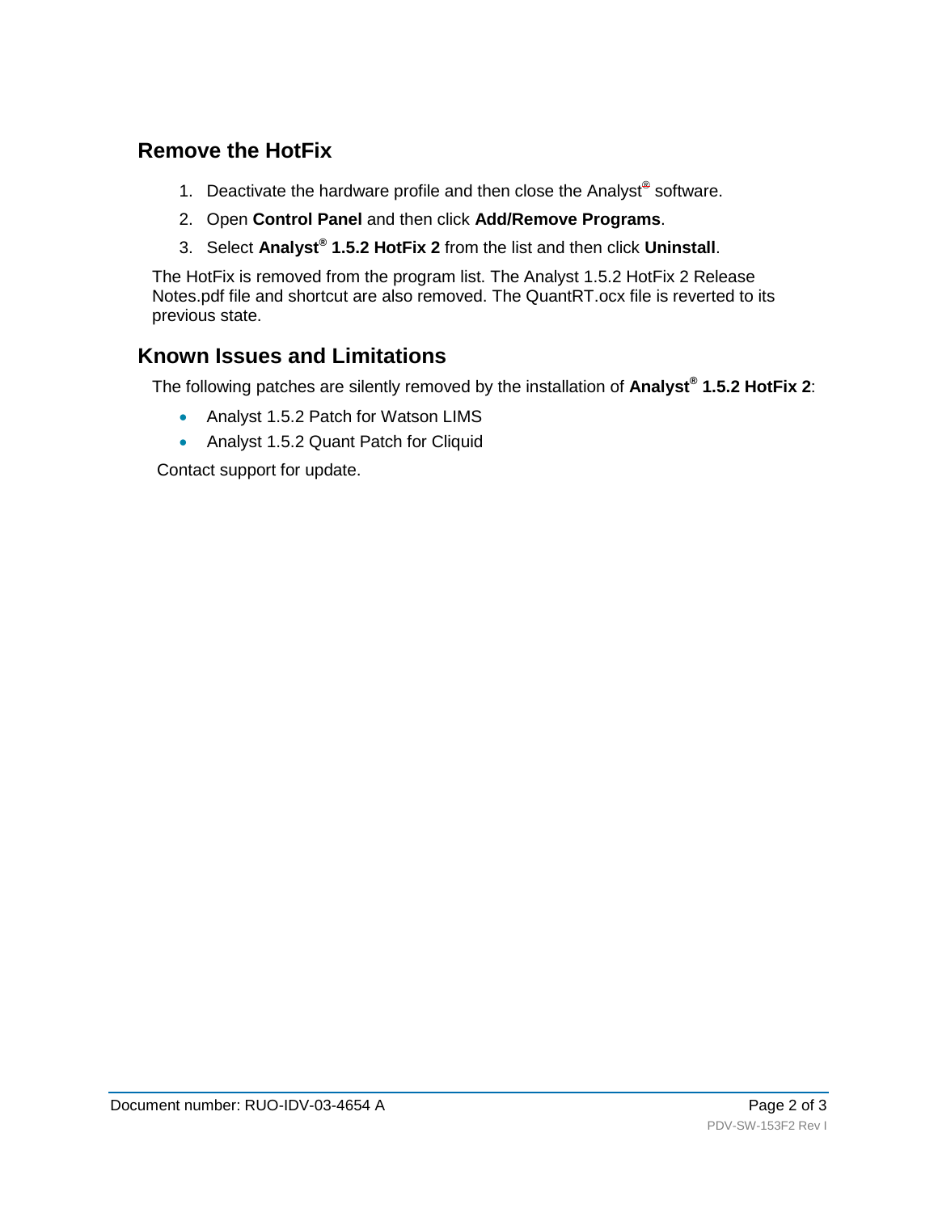## Remove the HotFix

1. Deactivate the hardware profile and then close the Analyst® software.
2. Open **Control Panel** and then click **Add/Remove Programs**.
3. Select **Analyst® 1.5.2 HotFix 2** from the list and then click **Uninstall**.

The HotFix is removed from the program list. The Analyst 1.5.2 HotFix 2 Release Notes.pdf file and shortcut are also removed. The QuantRT.ocx file is reverted to its previous state.

## Known Issues and Limitations

The following patches are silently removed by the installation of **Analyst® 1.5.2 HotFix 2**:

- Analyst 1.5.2 Patch for Watson LIMS
- Analyst 1.5.2 Quant Patch for Cliquid

Contact support for update.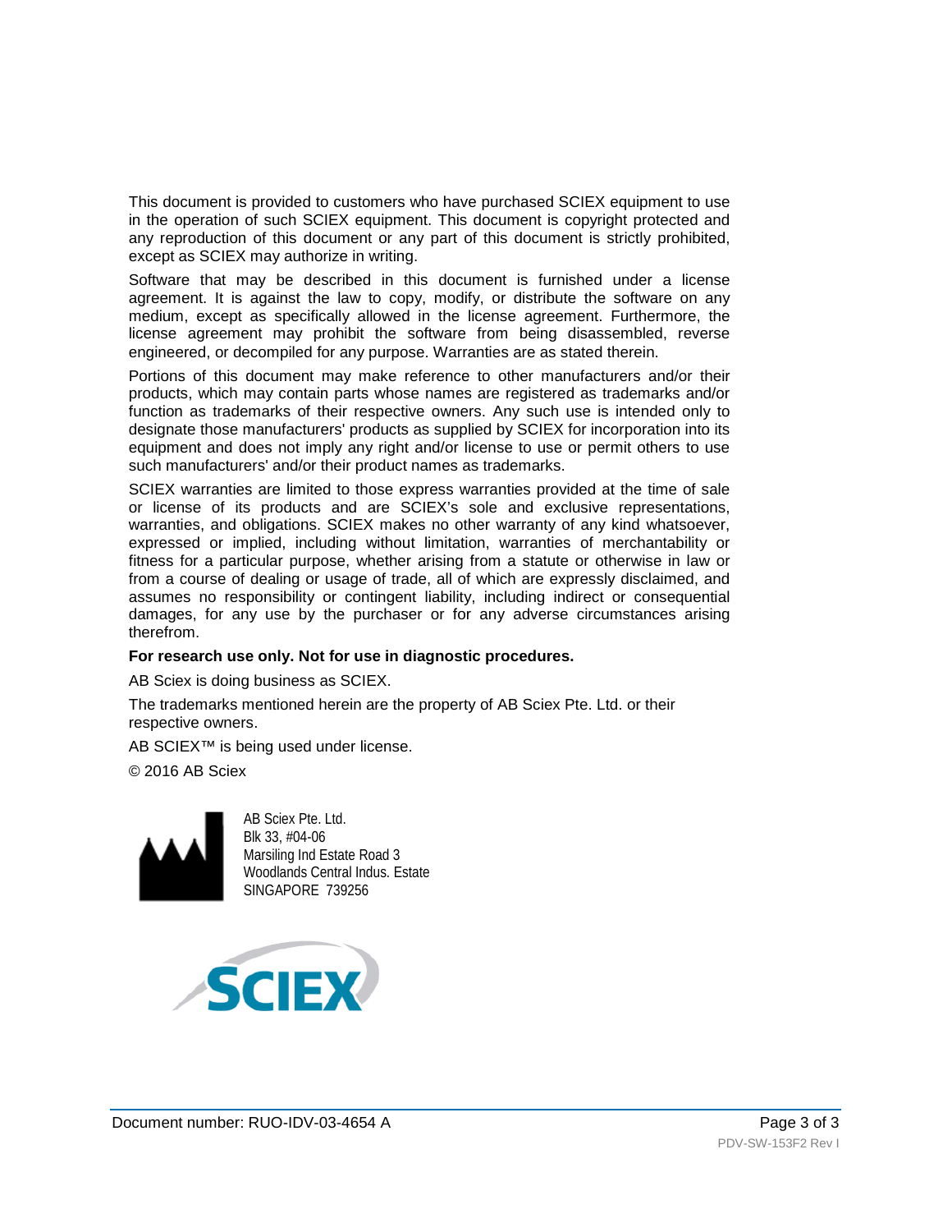This document is provided to customers who have purchased SCIEX equipment to use in the operation of such SCIEX equipment. This document is copyright protected and any reproduction of this document or any part of this document is strictly prohibited, except as SCIEX may authorize in writing.

Software that may be described in this document is furnished under a license agreement. It is against the law to copy, modify, or distribute the software on any medium, except as specifically allowed in the license agreement. Furthermore, the license agreement may prohibit the software from being disassembled, reverse engineered, or decompiled for any purpose. Warranties are as stated therein.

Portions of this document may make reference to other manufacturers and/or their products, which may contain parts whose names are registered as trademarks and/or function as trademarks of their respective owners. Any such use is intended only to designate those manufacturers' products as supplied by SCIEX for incorporation into its equipment and does not imply any right and/or license to use or permit others to use such manufacturers' and/or their product names as trademarks.

SCIEX warranties are limited to those express warranties provided at the time of sale or license of its products and are SCIEX's sole and exclusive representations, warranties, and obligations. SCIEX makes no other warranty of any kind whatsoever, expressed or implied, including without limitation, warranties of merchantability or fitness for a particular purpose, whether arising from a statute or otherwise in law or from a course of dealing or usage of trade, all of which are expressly disclaimed, and assumes no responsibility or contingent liability, including indirect or consequential damages, for any use by the purchaser or for any adverse circumstances arising therefrom.

**For research use only. Not for use in diagnostic procedures.**

AB Sciex is doing business as SCIEX.

The trademarks mentioned herein are the property of AB Sciex Pte. Ltd. or their respective owners.

AB SCIEX™ is being used under license.

© 2016 AB Sciex

AB Sciex Pte. Ltd.
Blk 33, #04-06
Marsiling Ind Estate Road 3
Woodlands Central Indus. Estate
SINGAPORE 739256

Document number: RUO-IDV-03-4654 A

PDV-SW-153F2 Rev I